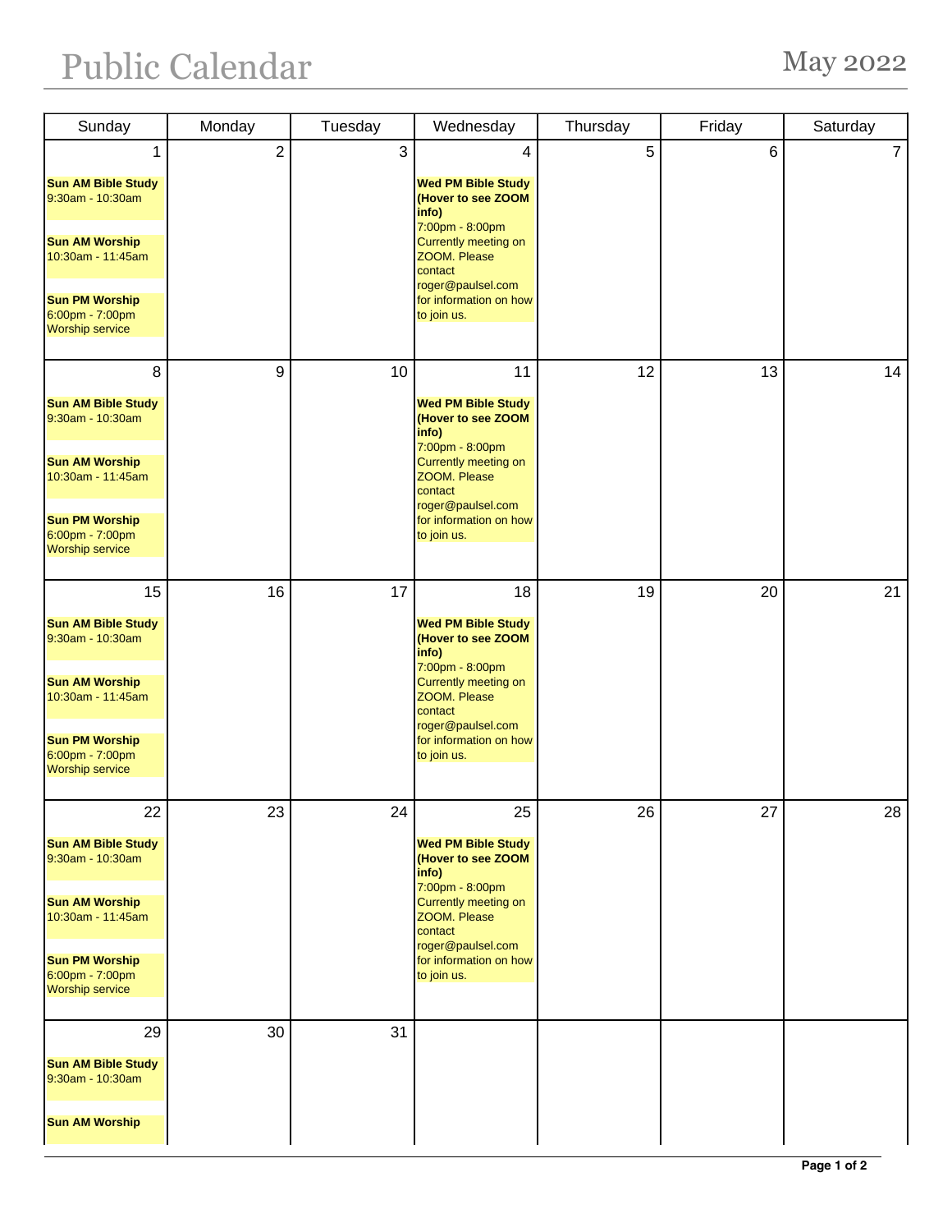# Public Calendar

## May 2022

| Sunday | Monday | Tuesday | Wednesday | Thursday | Friday | Saturday |
|---|---|---|---|---|---|---|
| 1<br><br>**Sun AM Bible Study**<br>9:30am - 10:30am<br><br>**Sun AM Worship**<br>10:30am - 11:45am<br><br>**Sun PM Worship**<br>6:00pm - 7:00pm<br>Worship service | 2 | 3 | 4<br><br>**Wed PM Bible Study (Hover to see ZOOM info)**<br>7:00pm - 8:00pm<br>Currently meeting on ZOOM. Please contact roger@paulsel.com for information on how to join us. | 5 | 6 | 7 |
| 8<br><br>**Sun AM Bible Study**<br>9:30am - 10:30am<br><br>**Sun AM Worship**<br>10:30am - 11:45am<br><br>**Sun PM Worship**<br>6:00pm - 7:00pm<br>Worship service | 9 | 10 | 11<br><br>**Wed PM Bible Study (Hover to see ZOOM info)**<br>7:00pm - 8:00pm<br>Currently meeting on ZOOM. Please contact roger@paulsel.com for information on how to join us. | 12 | 13 | 14 |
| 15<br><br>**Sun AM Bible Study**<br>9:30am - 10:30am<br><br>**Sun AM Worship**<br>10:30am - 11:45am<br><br>**Sun PM Worship**<br>6:00pm - 7:00pm<br>Worship service | 16 | 17 | 18<br><br>**Wed PM Bible Study (Hover to see ZOOM info)**<br>7:00pm - 8:00pm<br>Currently meeting on ZOOM. Please contact roger@paulsel.com for information on how to join us. | 19 | 20 | 21 |
| 22<br><br>**Sun AM Bible Study**<br>9:30am - 10:30am<br><br>**Sun AM Worship**<br>10:30am - 11:45am<br><br>**Sun PM Worship**<br>6:00pm - 7:00pm<br>Worship service | 23 | 24 | 25<br><br>**Wed PM Bible Study (Hover to see ZOOM info)**<br>7:00pm - 8:00pm<br>Currently meeting on ZOOM. Please contact roger@paulsel.com for information on how to join us. | 26 | 27 | 28 |
| 29<br><br>**Sun AM Bible Study**<br>9:30am - 10:30am<br><br>**Sun AM Worship** | 30 | 31 | | | | |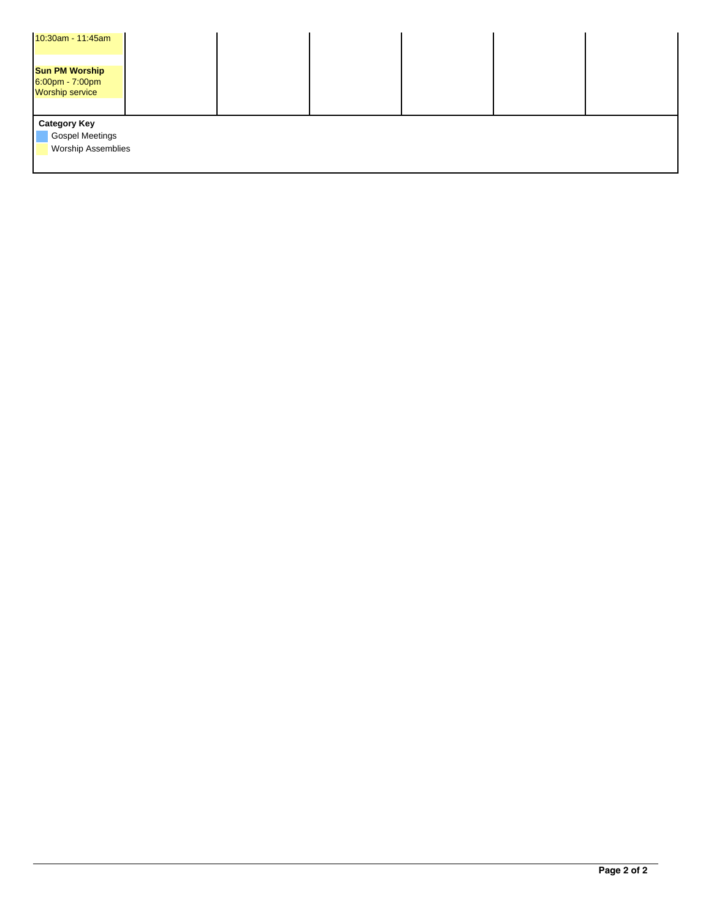| | | | | | | |
|---|---|---|---|---|---|---|
| 10:30am - 11:45am<br><br>**Sun PM Worship**<br>6:00pm - 7:00pm<br>Worship service | | | | | | |

**Category Key**

- Gospel Meetings
- Worship Assemblies